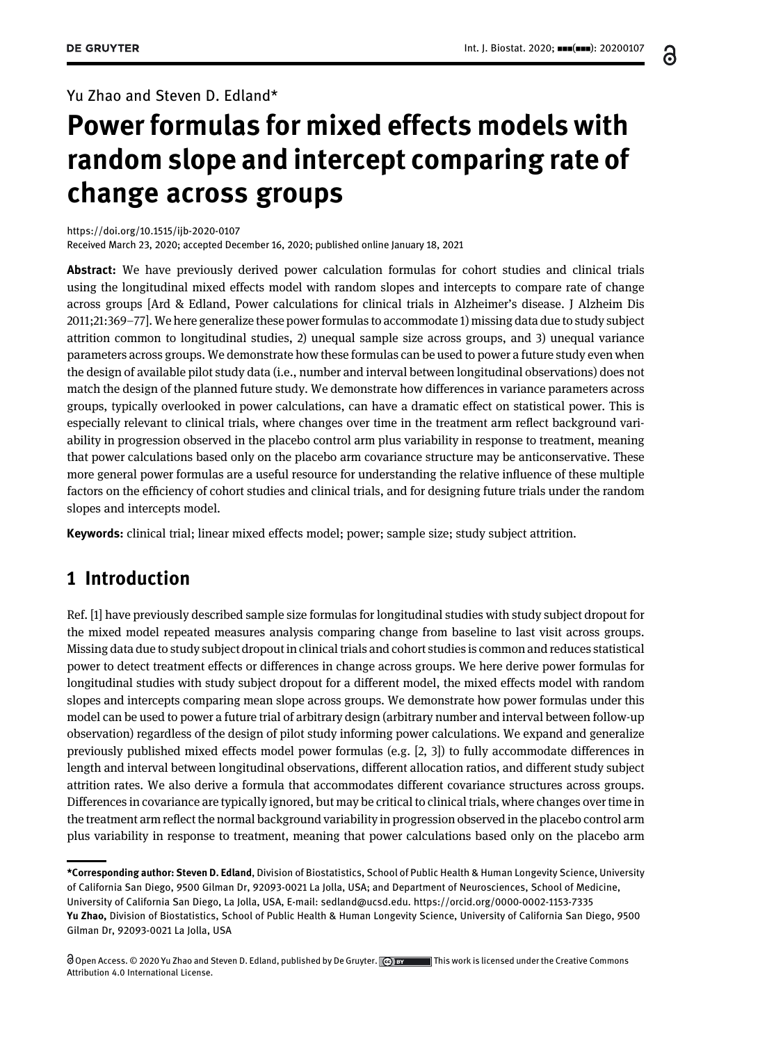Yu Zhao and Steven D. Edland*

# Power formulas for mixed effects models with random slope and intercept comparing rate of change across groups

https://doi.org/10.1515/ijb-2020-0107
Received March 23, 2020; accepted December 16, 2020; published online January 18, 2021

**Abstract:** We have previously derived power calculation formulas for cohort studies and clinical trials using the longitudinal mixed effects model with random slopes and intercepts to compare rate of change across groups [Ard & Edland, Power calculations for clinical trials in Alzheimer's disease. J Alzheim Dis 2011;21:369–77]. We here generalize these power formulas to accommodate 1) missing data due to study subject attrition common to longitudinal studies, 2) unequal sample size across groups, and 3) unequal variance parameters across groups. We demonstrate how these formulas can be used to power a future study even when the design of available pilot study data (i.e., number and interval between longitudinal observations) does not match the design of the planned future study. We demonstrate how differences in variance parameters across groups, typically overlooked in power calculations, can have a dramatic effect on statistical power. This is especially relevant to clinical trials, where changes over time in the treatment arm reflect background variability in progression observed in the placebo control arm plus variability in response to treatment, meaning that power calculations based only on the placebo arm covariance structure may be anticonservative. These more general power formulas are a useful resource for understanding the relative influence of these multiple factors on the efficiency of cohort studies and clinical trials, and for designing future trials under the random slopes and intercepts model.

**Keywords:** clinical trial; linear mixed effects model; power; sample size; study subject attrition.

## 1 Introduction

Ref. [1] have previously described sample size formulas for longitudinal studies with study subject dropout for the mixed model repeated measures analysis comparing change from baseline to last visit across groups. Missing data due to study subject dropout in clinical trials and cohort studies is common and reduces statistical power to detect treatment effects or differences in change across groups. We here derive power formulas for longitudinal studies with study subject dropout for a different model, the mixed effects model with random slopes and intercepts comparing mean slope across groups. We demonstrate how power formulas under this model can be used to power a future trial of arbitrary design (arbitrary number and interval between follow-up observation) regardless of the design of pilot study informing power calculations. We expand and generalize previously published mixed effects model power formulas (e.g. [2, 3]) to fully accommodate differences in length and interval between longitudinal observations, different allocation ratios, and different study subject attrition rates. We also derive a formula that accommodates different covariance structures across groups. Differences in covariance are typically ignored, but may be critical to clinical trials, where changes over time in the treatment arm reflect the normal background variability in progression observed in the placebo control arm plus variability in response to treatment, meaning that power calculations based only on the placebo arm

---

***Corresponding author: Steven D. Edland**, Division of Biostatistics, School of Public Health & Human Longevity Science, University of California San Diego, 9500 Gilman Dr, 92093-0021 La Jolla, USA; and Department of Neurosciences, School of Medicine, University of California San Diego, La Jolla, USA, E-mail: sedland@ucsd.edu. https://orcid.org/0000-0002-1153-7335
**Yu Zhao,** Division of Biostatistics, School of Public Health & Human Longevity Science, University of California San Diego, 9500 Gilman Dr, 92093-0021 La Jolla, USA

Open Access. © 2020 Yu Zhao and Steven D. Edland, published by De Gruyter. This work is licensed under the Creative Commons Attribution 4.0 International License.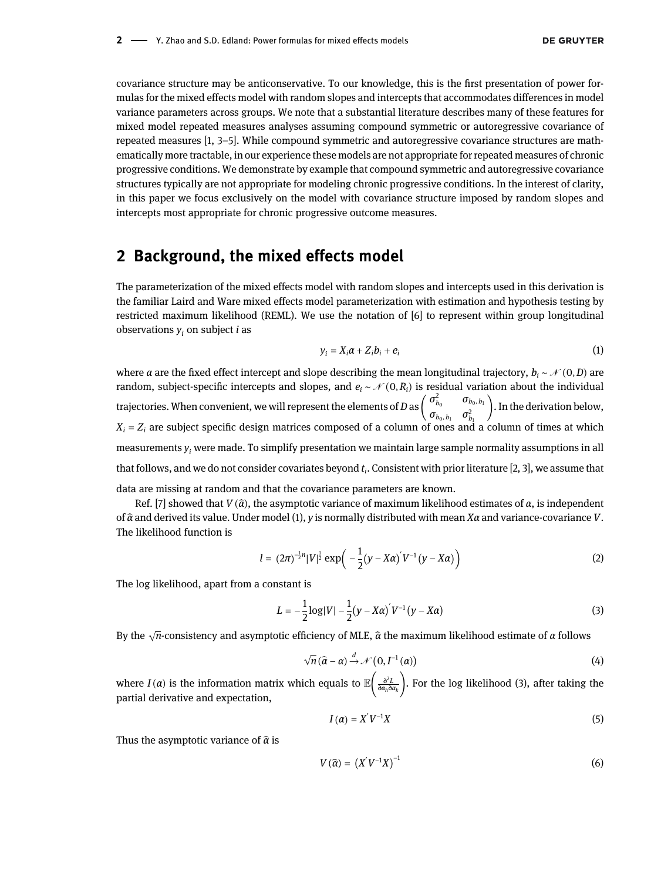covariance structure may be anticonservative. To our knowledge, this is the first presentation of power formulas for the mixed effects model with random slopes and intercepts that accommodates differences in model variance parameters across groups. We note that a substantial literature describes many of these features for mixed model repeated measures analyses assuming compound symmetric or autoregressive covariance of repeated measures [1, 3–5]. While compound symmetric and autoregressive covariance structures are mathematically more tractable, in our experience these models are not appropriate for repeated measures of chronic progressive conditions. We demonstrate by example that compound symmetric and autoregressive covariance structures typically are not appropriate for modeling chronic progressive conditions. In the interest of clarity, in this paper we focus exclusively on the model with covariance structure imposed by random slopes and intercepts most appropriate for chronic progressive outcome measures.

## 2 Background, the mixed effects model

The parameterization of the mixed effects model with random slopes and intercepts used in this derivation is the familiar Laird and Ware mixed effects model parameterization with estimation and hypothesis testing by restricted maximum likelihood (REML). We use the notation of [6] to represent within group longitudinal observations $y_i$ on subject $i$ as

$$y_i = X_i\alpha + Z_i b_i + e_i \tag{1}$$

where $\alpha$ are the fixed effect intercept and slope describing the mean longitudinal trajectory, $b_i \sim \mathcal{N}(0, D)$ are random, subject-specific intercepts and slopes, and $e_i \sim \mathcal{N}(0, R_i)$ is residual variation about the individual trajectories. When convenient, we will represent the elements of $D$ as $\begin{pmatrix} \sigma^2_{b_0} & \sigma_{b_0,b_1} \\ \sigma_{b_0,b_1} & \sigma^2_{b_1} \end{pmatrix}$. In the derivation below, $X_i = Z_i$ are subject specific design matrices composed of a column of ones and a column of times at which measurements $y_i$ were made. To simplify presentation we maintain large sample normality assumptions in all that follows, and we do not consider covariates beyond $t_i$. Consistent with prior literature [2, 3], we assume that data are missing at random and that the covariance parameters are known.

Ref. [7] showed that $V(\hat{\alpha})$, the asymptotic variance of maximum likelihood estimates of $\alpha$, is independent of $\hat{\alpha}$ and derived its value. Under model (1), $y$ is normally distributed with mean $X\alpha$ and variance-covariance $V$. The likelihood function is

$$l = (2\pi)^{-\frac{1}{2}n}|V|^{\frac{1}{2}} \exp\left(-\frac{1}{2}(y - X\alpha)' V^{-1}(y - X\alpha)\right) \tag{2}$$

The log likelihood, apart from a constant is

$$L = -\frac{1}{2}\log|V| - \frac{1}{2}(y - X\alpha)' V^{-1}(y - X\alpha) \tag{3}$$

By the $\sqrt{n}$-consistency and asymptotic efficiency of MLE, $\hat{\alpha}$ the maximum likelihood estimate of $\alpha$ follows

$$\sqrt{n}(\hat{\alpha} - \alpha) \xrightarrow{d} \mathcal{N}(0, I^{-1}(\alpha)) \tag{4}$$

where $I(\alpha)$ is the information matrix which equals to $\mathbb{E}\left(\frac{\partial^2 L}{\partial\alpha_h \partial\alpha_k}\right)$. For the log likelihood (3), after taking the partial derivative and expectation,

$$I(\alpha) = X' V^{-1} X \tag{5}$$

Thus the asymptotic variance of $\hat{\alpha}$ is

$$V(\hat{\alpha}) = \left(X' V^{-1} X\right)^{-1} \tag{6}$$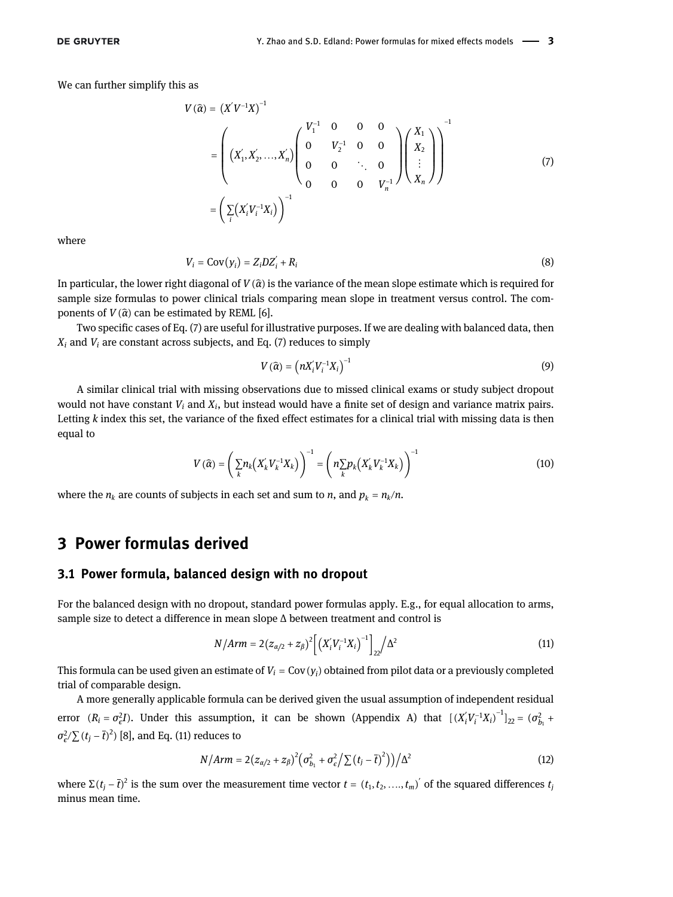We can further simplify this as

$$V(\hat{\alpha}) = \left(X'V^{-1}X\right)^{-1}$$
$$= \left( \left(X_1', X_2', \ldots, X_n'\right) \begin{pmatrix} V_1^{-1} & 0 & 0 & 0 \\ 0 & V_2^{-1} & 0 & 0 \\ 0 & 0 & \ddots & 0 \\ 0 & 0 & 0 & V_n^{-1} \end{pmatrix} \begin{pmatrix} X_1 \\ X_2 \\ \vdots \\ X_n \end{pmatrix} \right)^{-1} \tag{7}$$
$$= \left( \sum_i \left(X_i' V_i^{-1} X_i\right) \right)^{-1}$$

where

$$V_i = \text{Cov}(y_i) = Z_i D Z_i' + R_i \tag{8}$$

In particular, the lower right diagonal of $V(\hat{\alpha})$ is the variance of the mean slope estimate which is required for sample size formulas to power clinical trials comparing mean slope in treatment versus control. The components of $V(\hat{\alpha})$ can be estimated by REML [6].

Two specific cases of Eq. (7) are useful for illustrative purposes. If we are dealing with balanced data, then $X_i$ and $V_i$ are constant across subjects, and Eq. (7) reduces to simply

$$V(\hat{\alpha}) = \left(nX_i'V_i^{-1}X_i\right)^{-1} \tag{9}$$

A similar clinical trial with missing observations due to missed clinical exams or study subject dropout would not have constant $V_i$ and $X_i$, but instead would have a finite set of design and variance matrix pairs. Letting $k$ index this set, the variance of the fixed effect estimates for a clinical trial with missing data is then equal to

$$V(\hat{\alpha}) = \left( \sum_k n_k \left(X_k' V_k^{-1} X_k\right) \right)^{-1} = \left( n \sum_k p_k \left(X_k' V_k^{-1} X_k\right) \right)^{-1} \tag{10}$$

where the $n_k$ are counts of subjects in each set and sum to $n$, and $p_k = n_k/n$.

## 3 Power formulas derived

### 3.1 Power formula, balanced design with no dropout

For the balanced design with no dropout, standard power formulas apply. E.g., for equal allocation to arms, sample size to detect a difference in mean slope $\Delta$ between treatment and control is

$$N/Arm = 2\left(z_{\alpha/2} + z_\beta\right)^2 \left[ \left(X_i' V_i^{-1} X_i\right)^{-1} \right]_{22} \Big/ \Delta^2 \tag{11}$$

This formula can be used given an estimate of $V_i = \text{Cov}(y_i)$ obtained from pilot data or a previously completed trial of comparable design.

A more generally applicable formula can be derived given the usual assumption of independent residual error ($R_i = \sigma_\epsilon^2 I$). Under this assumption, it can be shown (Appendix A) that $[(X_i'V_i^{-1}X_i)^{-1}]_{22} = (\sigma_{b_1}^2 + \sigma_\epsilon^2/\sum(t_j - \bar{t})^2)$ [8], and Eq. (11) reduces to

$$N/Arm = 2\left(z_{\alpha/2} + z_\beta\right)^2 \left(\sigma_{b_1}^2 + \sigma_\epsilon^2 \Big/ \sum\left(t_j - \bar{t}\right)^2\right) \Big/ \Delta^2 \tag{12}$$

where $\Sigma(t_j - \bar{t})^2$ is the sum over the measurement time vector $t = (t_1, t_2, \ldots, t_m)'$ of the squared differences $t_j$ minus mean time.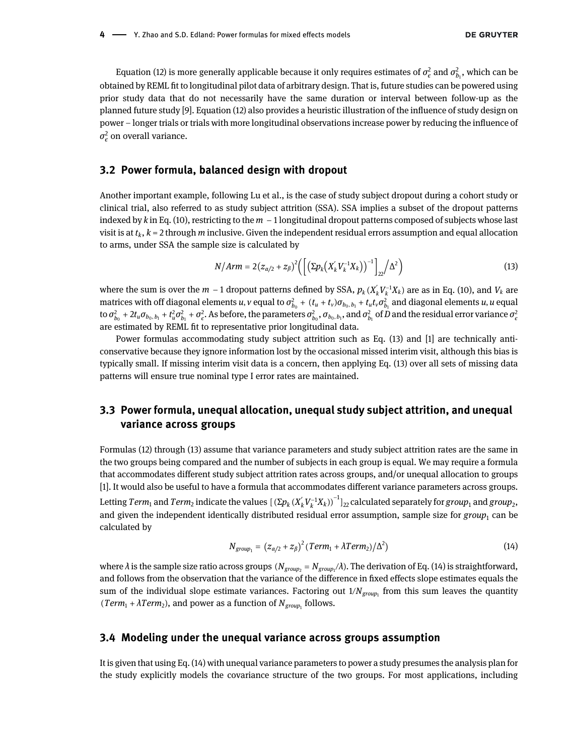Equation (12) is more generally applicable because it only requires estimates of $\sigma_\epsilon^2$ and $\sigma_{b_1}^2$, which can be obtained by REML fit to longitudinal pilot data of arbitrary design. That is, future studies can be powered using prior study data that do not necessarily have the same duration or interval between follow-up as the planned future study [9]. Equation (12) also provides a heuristic illustration of the influence of study design on power – longer trials or trials with more longitudinal observations increase power by reducing the influence of $\sigma_\epsilon^2$ on overall variance.

## 3.2 Power formula, balanced design with dropout

Another important example, following Lu et al., is the case of study subject dropout during a cohort study or clinical trial, also referred to as study subject attrition (SSA). SSA implies a subset of the dropout patterns indexed by $k$ in Eq. (10), restricting to the $m-1$ longitudinal dropout patterns composed of subjects whose last visit is at $t_k$, $k=2$ through $m$ inclusive. Given the independent residual errors assumption and equal allocation to arms, under SSA the sample size is calculated by

$$N/Arm = 2(z_{\alpha/2}+z_\beta)^2\left(\left[\left(\Sigma p_k\left(X_k^{'}V_k^{-1}X_k\right)\right)^{-1}\right]_{22}\Big/\Delta^2\right) \tag{13}$$

where the sum is over the $m-1$ dropout patterns defined by SSA, $p_k\,(X_k^{'}V_k^{-1}X_k)$ are as in Eq. (10), and $V_k$ are matrices with off diagonal elements $u, v$ equal to $\sigma_{b_0}^2 + (t_u+t_v)\sigma_{b_0,b_1} + t_u t_v \sigma_{b_1}^2$ and diagonal elements $u, u$ equal to $\sigma_{b_0}^2 + 2t_u\sigma_{b_0,b_1} + t_u^2\sigma_{b_1}^2 + \sigma_\epsilon^2$. As before, the parameters $\sigma_{b_0}^2$, $\sigma_{b_0,b_1}$, and $\sigma_{b_1}^2$ of $D$ and the residual error variance $\sigma_\epsilon^2$ are estimated by REML fit to representative prior longitudinal data.

Power formulas accommodating study subject attrition such as Eq. (13) and [1] are technically anti-conservative because they ignore information lost by the occasional missed interim visit, although this bias is typically small. If missing interim visit data is a concern, then applying Eq. (13) over all sets of missing data patterns will ensure true nominal type I error rates are maintained.

## 3.3 Power formula, unequal allocation, unequal study subject attrition, and unequal variance across groups

Formulas (12) through (13) assume that variance parameters and study subject attrition rates are the same in the two groups being compared and the number of subjects in each group is equal. We may require a formula that accommodates different study subject attrition rates across groups, and/or unequal allocation to groups [1]. It would also be useful to have a formula that accommodates different variance parameters across groups. Letting $Term_1$ and $Term_2$ indicate the values $[(\Sigma p_k\,(X_k^{'}V_k^{-1}X_k))^{-1}]_{22}$ calculated separately for $group_1$ and $group_2$, and given the independent identically distributed residual error assumption, sample size for $group_1$ can be calculated by

$$N_{group_1} = (z_{\alpha/2}+z_\beta)^2\,(Term_1+\lambda Term_2)/\Delta^2) \tag{14}$$

where $\lambda$ is the sample size ratio across groups $(N_{group_2} = N_{group_1}/\lambda)$. The derivation of Eq. (14) is straightforward, and follows from the observation that the variance of the difference in fixed effects slope estimates equals the sum of the individual slope estimate variances. Factoring out $1/N_{group_1}$ from this sum leaves the quantity $(Term_1+\lambda Term_2)$, and power as a function of $N_{group_1}$ follows.

## 3.4 Modeling under the unequal variance across groups assumption

It is given that using Eq. (14) with unequal variance parameters to power a study presumes the analysis plan for the study explicitly models the covariance structure of the two groups. For most applications, including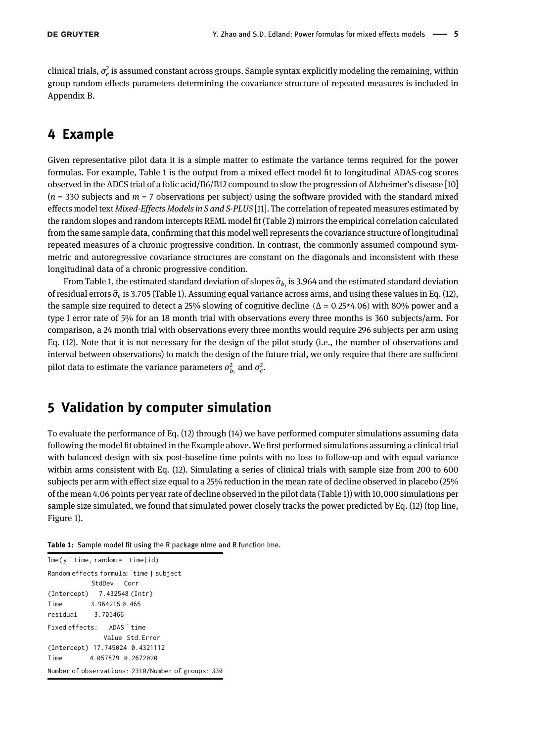clinical trials, $\sigma_\epsilon^2$ is assumed constant across groups. Sample syntax explicitly modeling the remaining, within group random effects parameters determining the covariance structure of repeated measures is included in Appendix B.

## 4 Example

Given representative pilot data it is a simple matter to estimate the variance terms required for the power formulas. For example, Table 1 is the output from a mixed effect model fit to longitudinal ADAS-cog scores observed in the ADCS trial of a folic acid/B6/B12 compound to slow the progression of Alzheimer's disease [10] ($n$ = 330 subjects and $m$ = 7 observations per subject) using the software provided with the standard mixed effects model text *Mixed-Effects Models in S and S-PLUS* [11]. The correlation of repeated measures estimated by the random slopes and random intercepts REML model fit (Table 2) mirrors the empirical correlation calculated from the same sample data, confirming that this model well represents the covariance structure of longitudinal repeated measures of a chronic progressive condition. In contrast, the commonly assumed compound symmetric and autoregressive covariance structures are constant on the diagonals and inconsistent with these longitudinal data of a chronic progressive condition.

From Table 1, the estimated standard deviation of slopes $\hat{\sigma}_{b_1}$ is 3.964 and the estimated standard deviation of residual errors $\hat{\sigma}_\epsilon$ is 3.705 (Table 1). Assuming equal variance across arms, and using these values in Eq. (12), the sample size required to detect a 25% slowing of cognitive decline $(\Delta = 0.25*4.06)$ with 80% power and a type I error rate of 5% for an 18 month trial with observations every three months is 360 subjects/arm. For comparison, a 24 month trial with observations every three months would require 296 subjects per arm using Eq. (12). Note that it is not necessary for the design of the pilot study (i.e., the number of observations and interval between observations) to match the design of the future trial, we only require that there are sufficient pilot data to estimate the variance parameters $\sigma_{b_1}^2$ and $\sigma_\epsilon^2$.

## 5 Validation by computer simulation

To evaluate the performance of Eq. (12) through (14) we have performed computer simulations assuming data following the model fit obtained in the Example above. We first performed simulations assuming a clinical trial with balanced design with six post-baseline time points with no loss to follow-up and with equal variance within arms consistent with Eq. (12). Simulating a series of clinical trials with sample size from 200 to 600 subjects per arm with effect size equal to a 25% reduction in the mean rate of decline observed in placebo (25% of the mean 4.06 points per year rate of decline observed in the pilot data (Table 1)) with 10,000 simulations per sample size simulated, we found that simulated power closely tracks the power predicted by Eq. (12) (top line, Figure 1).

**Table 1:** Sample model fit using the R package nlme and R function lme.

```
lme(y ~ time, random = ~ time|id)
Random effects formula: ~time | subject
             StdDev    Corr
(Intercept)   7.432548 (Intr)
Time          3.964215 0.465
residual      3.705466
Fixed effects:   ADAS ~ time
               Value  Std.Error
(Intercept) 17.745024 0.4321112
Time         4.057879 0.2672020
Number of observations: 2310/Number of groups: 330
```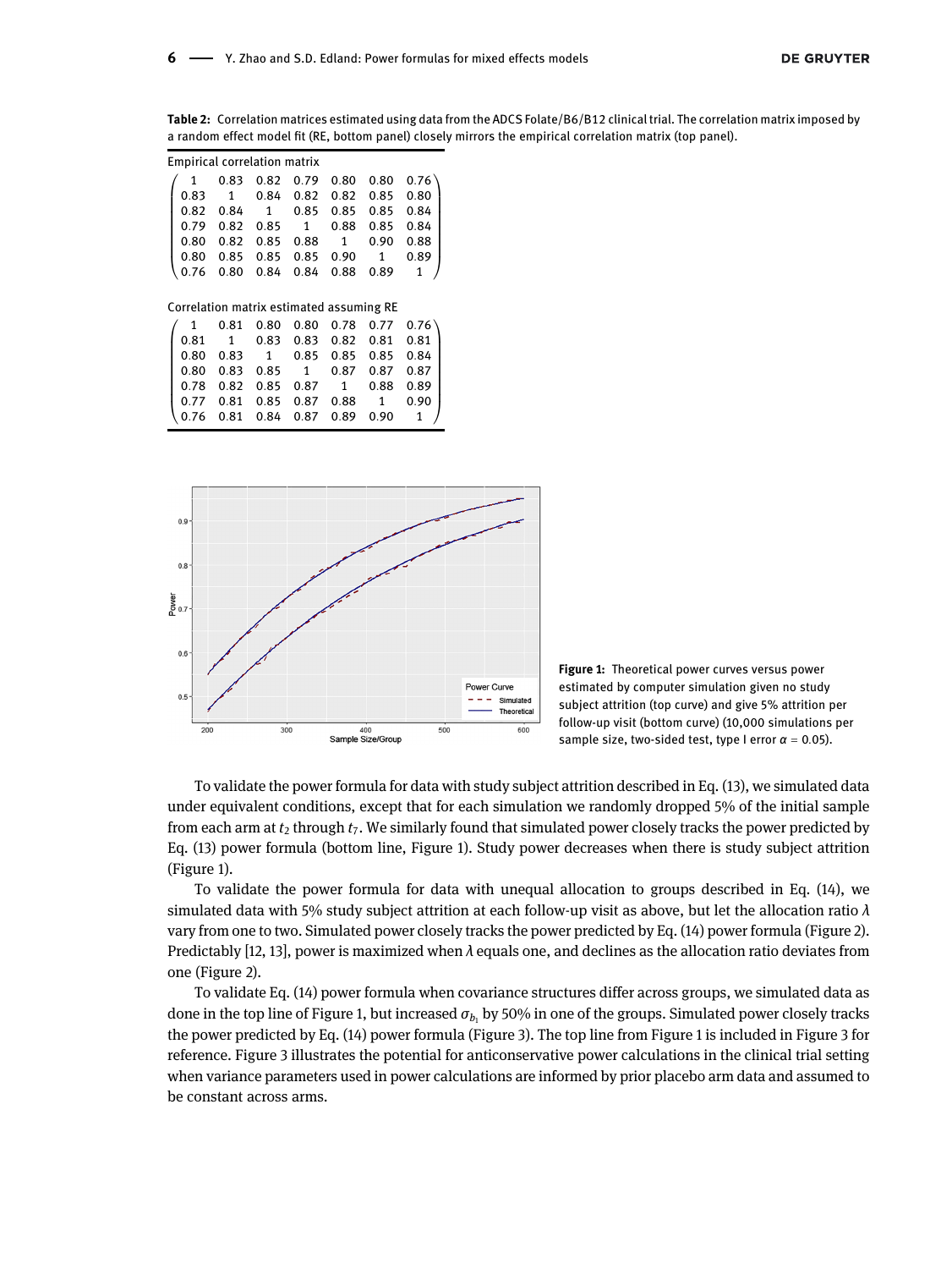**Table 2:** Correlation matrices estimated using data from the ADCS Folate/B6/B12 clinical trial. The correlation matrix imposed by a random effect model fit (RE, bottom panel) closely mirrors the empirical correlation matrix (top panel).

Empirical correlation matrix

$$\begin{pmatrix} 1 & 0.83 & 0.82 & 0.79 & 0.80 & 0.80 & 0.76 \\ 0.83 & 1 & 0.84 & 0.82 & 0.82 & 0.85 & 0.80 \\ 0.82 & 0.84 & 1 & 0.85 & 0.85 & 0.85 & 0.84 \\ 0.79 & 0.82 & 0.85 & 1 & 0.88 & 0.85 & 0.84 \\ 0.80 & 0.82 & 0.85 & 0.88 & 1 & 0.90 & 0.88 \\ 0.80 & 0.85 & 0.85 & 0.85 & 0.90 & 1 & 0.89 \\ 0.76 & 0.80 & 0.84 & 0.84 & 0.88 & 0.89 & 1 \end{pmatrix}$$

Correlation matrix estimated assuming RE

$$\begin{pmatrix} 1 & 0.81 & 0.80 & 0.80 & 0.78 & 0.77 & 0.76 \\ 0.81 & 1 & 0.83 & 0.83 & 0.82 & 0.81 & 0.81 \\ 0.80 & 0.83 & 1 & 0.85 & 0.85 & 0.85 & 0.84 \\ 0.80 & 0.83 & 0.85 & 1 & 0.87 & 0.87 & 0.87 \\ 0.78 & 0.82 & 0.85 & 0.87 & 1 & 0.88 & 0.89 \\ 0.77 & 0.81 & 0.85 & 0.87 & 0.88 & 1 & 0.90 \\ 0.76 & 0.81 & 0.84 & 0.87 & 0.89 & 0.90 & 1 \end{pmatrix}$$

**Figure 1:** Theoretical power curves versus power estimated by computer simulation given no study subject attrition (top curve) and give 5% attrition per follow-up visit (bottom curve) (10,000 simulations per sample size, two-sided test, type I error $\alpha = 0.05$).

To validate the power formula for data with study subject attrition described in Eq. (13), we simulated data under equivalent conditions, except that for each simulation we randomly dropped 5% of the initial sample from each arm at $t_2$ through $t_7$. We similarly found that simulated power closely tracks the power predicted by Eq. (13) power formula (bottom line, Figure 1). Study power decreases when there is study subject attrition (Figure 1).

To validate the power formula for data with unequal allocation to groups described in Eq. (14), we simulated data with 5% study subject attrition at each follow-up visit as above, but let the allocation ratio $\lambda$ vary from one to two. Simulated power closely tracks the power predicted by Eq. (14) power formula (Figure 2). Predictably [12, 13], power is maximized when $\lambda$ equals one, and declines as the allocation ratio deviates from one (Figure 2).

To validate Eq. (14) power formula when covariance structures differ across groups, we simulated data as done in the top line of Figure 1, but increased $\sigma_{b_1}$ by 50% in one of the groups. Simulated power closely tracks the power predicted by Eq. (14) power formula (Figure 3). The top line from Figure 1 is included in Figure 3 for reference. Figure 3 illustrates the potential for anticonservative power calculations in the clinical trial setting when variance parameters used in power calculations are informed by prior placebo arm data and assumed to be constant across arms.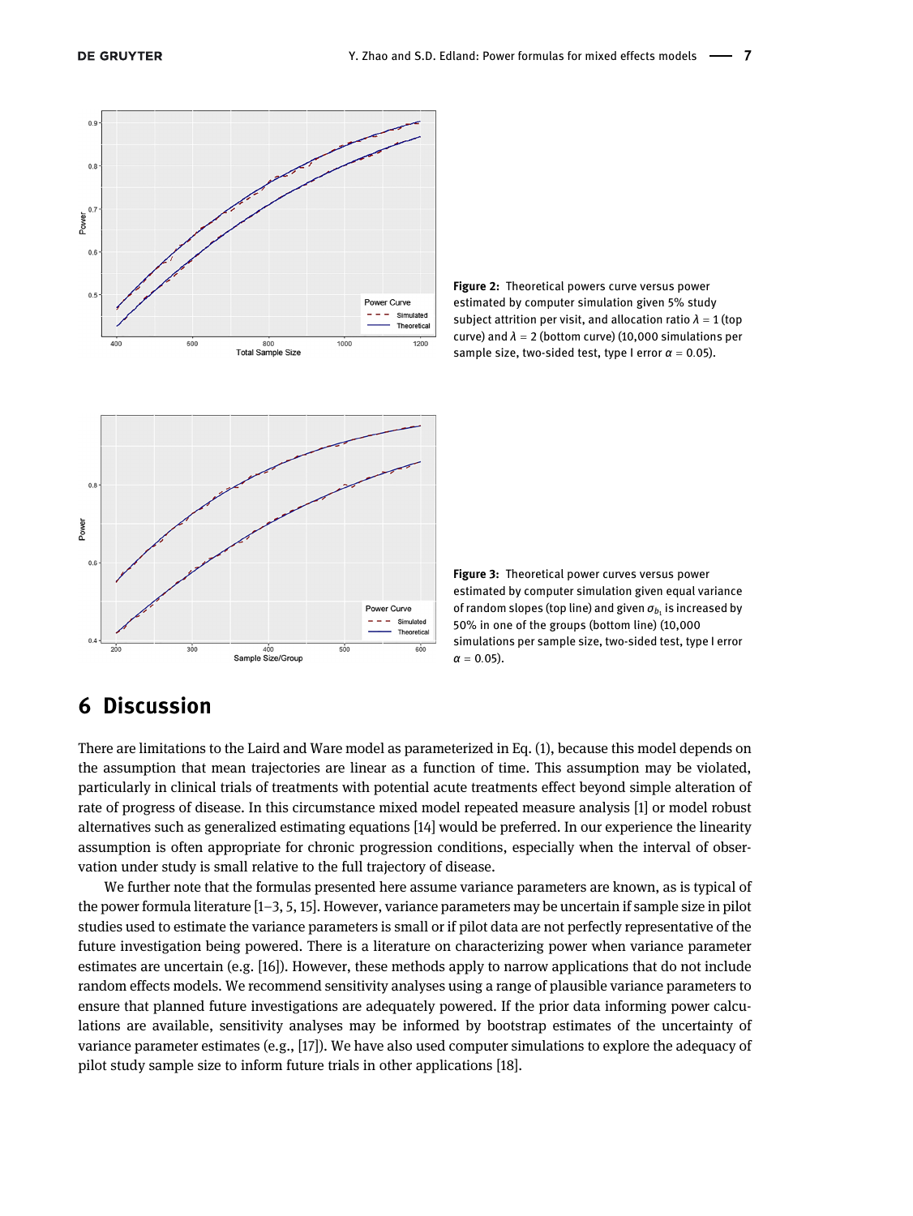**Figure 2:** Theoretical powers curve versus power estimated by computer simulation given 5% study subject attrition per visit, and allocation ratio $\lambda = 1$ (top curve) and $\lambda = 2$ (bottom curve) (10,000 simulations per sample size, two-sided test, type I error $\alpha = 0.05$).

**Figure 3:** Theoretical power curves versus power estimated by computer simulation given equal variance of random slopes (top line) and given $\sigma_{b_1}$ is increased by 50% in one of the groups (bottom line) (10,000 simulations per sample size, two-sided test, type I error $\alpha = 0.05$).

## 6 Discussion

There are limitations to the Laird and Ware model as parameterized in Eq. (1), because this model depends on the assumption that mean trajectories are linear as a function of time. This assumption may be violated, particularly in clinical trials of treatments with potential acute treatments effect beyond simple alteration of rate of progress of disease. In this circumstance mixed model repeated measure analysis [1] or model robust alternatives such as generalized estimating equations [14] would be preferred. In our experience the linearity assumption is often appropriate for chronic progression conditions, especially when the interval of observation under study is small relative to the full trajectory of disease.

We further note that the formulas presented here assume variance parameters are known, as is typical of the power formula literature [1–3, 5, 15]. However, variance parameters may be uncertain if sample size in pilot studies used to estimate the variance parameters is small or if pilot data are not perfectly representative of the future investigation being powered. There is a literature on characterizing power when variance parameter estimates are uncertain (e.g. [16]). However, these methods apply to narrow applications that do not include random effects models. We recommend sensitivity analyses using a range of plausible variance parameters to ensure that planned future investigations are adequately powered. If the prior data informing power calculations are available, sensitivity analyses may be informed by bootstrap estimates of the uncertainty of variance parameter estimates (e.g., [17]). We have also used computer simulations to explore the adequacy of pilot study sample size to inform future trials in other applications [18].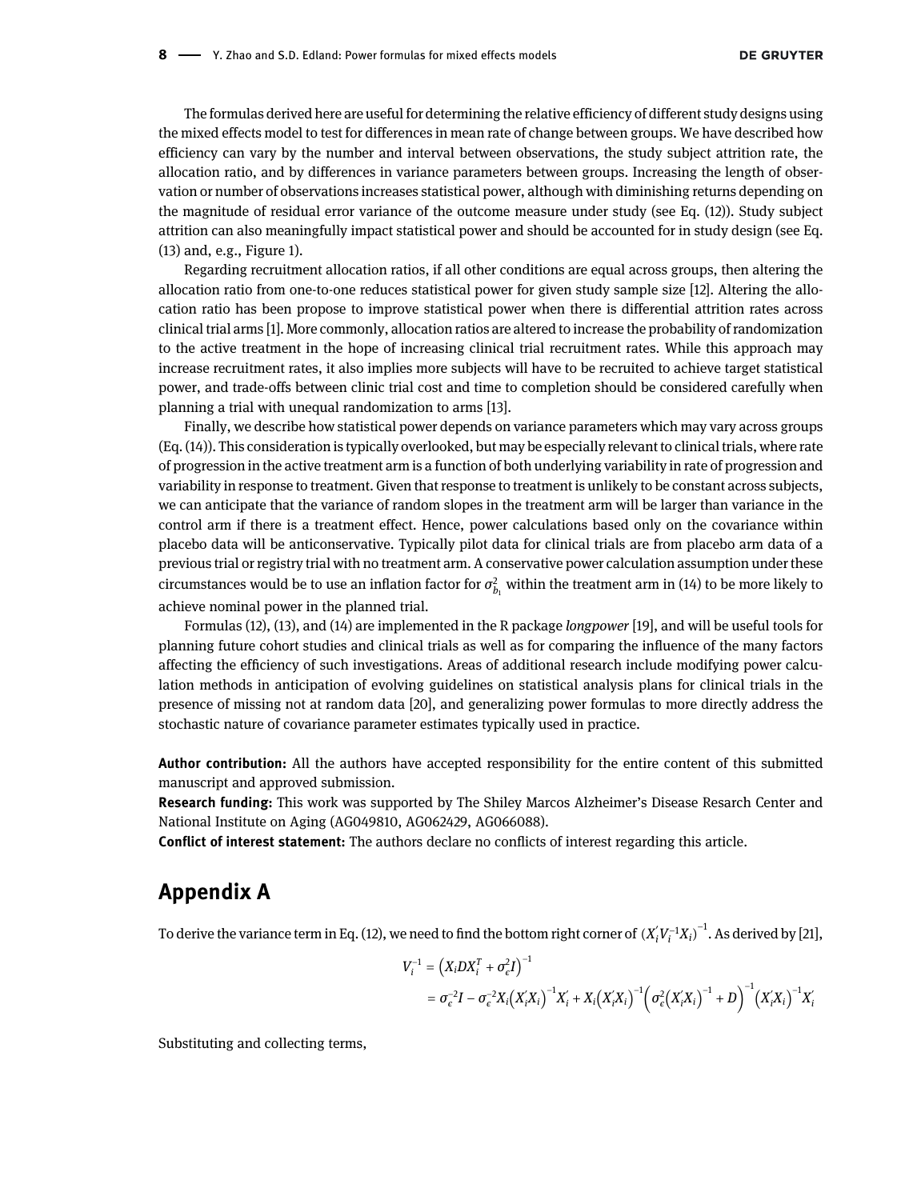The formulas derived here are useful for determining the relative efficiency of different study designs using the mixed effects model to test for differences in mean rate of change between groups. We have described how efficiency can vary by the number and interval between observations, the study subject attrition rate, the allocation ratio, and by differences in variance parameters between groups. Increasing the length of observation or number of observations increases statistical power, although with diminishing returns depending on the magnitude of residual error variance of the outcome measure under study (see Eq. (12)). Study subject attrition can also meaningfully impact statistical power and should be accounted for in study design (see Eq. (13) and, e.g., Figure 1).

Regarding recruitment allocation ratios, if all other conditions are equal across groups, then altering the allocation ratio from one-to-one reduces statistical power for given study sample size [12]. Altering the allocation ratio has been propose to improve statistical power when there is differential attrition rates across clinical trial arms [1]. More commonly, allocation ratios are altered to increase the probability of randomization to the active treatment in the hope of increasing clinical trial recruitment rates. While this approach may increase recruitment rates, it also implies more subjects will have to be recruited to achieve target statistical power, and trade-offs between clinic trial cost and time to completion should be considered carefully when planning a trial with unequal randomization to arms [13].

Finally, we describe how statistical power depends on variance parameters which may vary across groups (Eq. (14)). This consideration is typically overlooked, but may be especially relevant to clinical trials, where rate of progression in the active treatment arm is a function of both underlying variability in rate of progression and variability in response to treatment. Given that response to treatment is unlikely to be constant across subjects, we can anticipate that the variance of random slopes in the treatment arm will be larger than variance in the control arm if there is a treatment effect. Hence, power calculations based only on the covariance within placebo data will be anticonservative. Typically pilot data for clinical trials are from placebo arm data of a previous trial or registry trial with no treatment arm. A conservative power calculation assumption under these circumstances would be to use an inflation factor for $\sigma^2_{b_1}$ within the treatment arm in (14) to be more likely to achieve nominal power in the planned trial.

Formulas (12), (13), and (14) are implemented in the R package *longpower* [19], and will be useful tools for planning future cohort studies and clinical trials as well as for comparing the influence of the many factors affecting the efficiency of such investigations. Areas of additional research include modifying power calculation methods in anticipation of evolving guidelines on statistical analysis plans for clinical trials in the presence of missing not at random data [20], and generalizing power formulas to more directly address the stochastic nature of covariance parameter estimates typically used in practice.

**Author contribution:** All the authors have accepted responsibility for the entire content of this submitted manuscript and approved submission.

**Research funding:** This work was supported by The Shiley Marcos Alzheimer's Disease Resarch Center and National Institute on Aging (AG049810, AG062429, AG066088).

**Conflict of interest statement:** The authors declare no conflicts of interest regarding this article.

## Appendix A

To derive the variance term in Eq. (12), we need to find the bottom right corner of $(X_i' V_i^{-1} X_i)^{-1}$. As derived by [21],

$$
\begin{aligned}
V_i^{-1} &= \left(X_i D X_i^T + \sigma_\epsilon^2 I\right)^{-1} \\
&= \sigma_\epsilon^{-2} I - \sigma_\epsilon^{-2} X_i \left(X_i' X_i\right)^{-1} X_i' + X_i \left(X_i' X_i\right)^{-1} \left(\sigma_\epsilon^2 \left(X_i' X_i\right)^{-1} + D\right)^{-1} \left(X_i' X_i\right)^{-1} X_i'
\end{aligned}
$$

Substituting and collecting terms,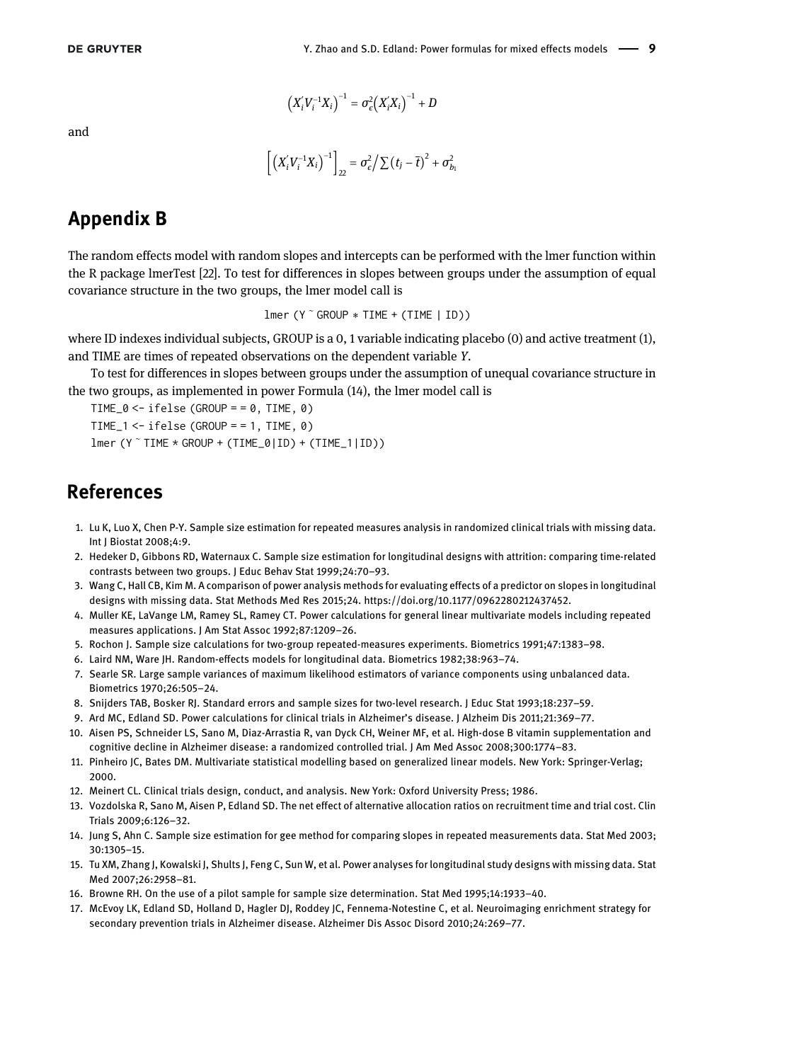$$\left(X_i' V_i^{-1} X_i\right)^{-1} = \sigma_\epsilon^2 \left(X_i' X_i\right)^{-1} + D$$

and

$$\left[\left(X_i' V_i^{-1} X_i\right)^{-1}\right]_{22} = \sigma_\epsilon^2 / \sum (t_j - \bar{t})^2 + \sigma_{b_1}^2$$

## Appendix B

The random effects model with random slopes and intercepts can be performed with the lmer function within the R package lmerTest [22]. To test for differences in slopes between groups under the assumption of equal covariance structure in the two groups, the lmer model call is

```
lmer (Y ~ GROUP * TIME + (TIME | ID))
```

where ID indexes individual subjects, GROUP is a 0, 1 variable indicating placebo (0) and active treatment (1), and TIME are times of repeated observations on the dependent variable $Y$.

To test for differences in slopes between groups under the assumption of unequal covariance structure in the two groups, as implemented in power Formula (14), the lmer model call is

```
TIME_0 <- ifelse (GROUP = = 0, TIME, 0)
TIME_1 <- ifelse (GROUP = = 1, TIME, 0)
lmer (Y ~ TIME * GROUP + (TIME_0|ID) + (TIME_1|ID))
```

## References

1. Lu K, Luo X, Chen P-Y. Sample size estimation for repeated measures analysis in randomized clinical trials with missing data. Int J Biostat 2008;4:9.
2. Hedeker D, Gibbons RD, Waternaux C. Sample size estimation for longitudinal designs with attrition: comparing time-related contrasts between two groups. J Educ Behav Stat 1999;24:70–93.
3. Wang C, Hall CB, Kim M. A comparison of power analysis methods for evaluating effects of a predictor on slopes in longitudinal designs with missing data. Stat Methods Med Res 2015;24. https://doi.org/10.1177/0962280212437452.
4. Muller KE, LaVange LM, Ramey SL, Ramey CT. Power calculations for general linear multivariate models including repeated measures applications. J Am Stat Assoc 1992;87:1209–26.
5. Rochon J. Sample size calculations for two-group repeated-measures experiments. Biometrics 1991;47:1383–98.
6. Laird NM, Ware JH. Random-effects models for longitudinal data. Biometrics 1982;38:963–74.
7. Searle SR. Large sample variances of maximum likelihood estimators of variance components using unbalanced data. Biometrics 1970;26:505–24.
8. Snijders TAB, Bosker RJ. Standard errors and sample sizes for two-level research. J Educ Stat 1993;18:237–59.
9. Ard MC, Edland SD. Power calculations for clinical trials in Alzheimer's disease. J Alzheim Dis 2011;21:369–77.
10. Aisen PS, Schneider LS, Sano M, Diaz-Arrastia R, van Dyck CH, Weiner MF, et al. High-dose B vitamin supplementation and cognitive decline in Alzheimer disease: a randomized controlled trial. J Am Med Assoc 2008;300:1774–83.
11. Pinheiro JC, Bates DM. Multivariate statistical modelling based on generalized linear models. New York: Springer-Verlag; 2000.
12. Meinert CL. Clinical trials design, conduct, and analysis. New York: Oxford University Press; 1986.
13. Vozdolska R, Sano M, Aisen P, Edland SD. The net effect of alternative allocation ratios on recruitment time and trial cost. Clin Trials 2009;6:126–32.
14. Jung S, Ahn C. Sample size estimation for gee method for comparing slopes in repeated measurements data. Stat Med 2003; 30:1305–15.
15. Tu XM, Zhang J, Kowalski J, Shults J, Feng C, Sun W, et al. Power analyses for longitudinal study designs with missing data. Stat Med 2007;26:2958–81.
16. Browne RH. On the use of a pilot sample for sample size determination. Stat Med 1995;14:1933–40.
17. McEvoy LK, Edland SD, Holland D, Hagler DJ, Roddey JC, Fennema-Notestine C, et al. Neuroimaging enrichment strategy for secondary prevention trials in Alzheimer disease. Alzheimer Dis Assoc Disord 2010;24:269–77.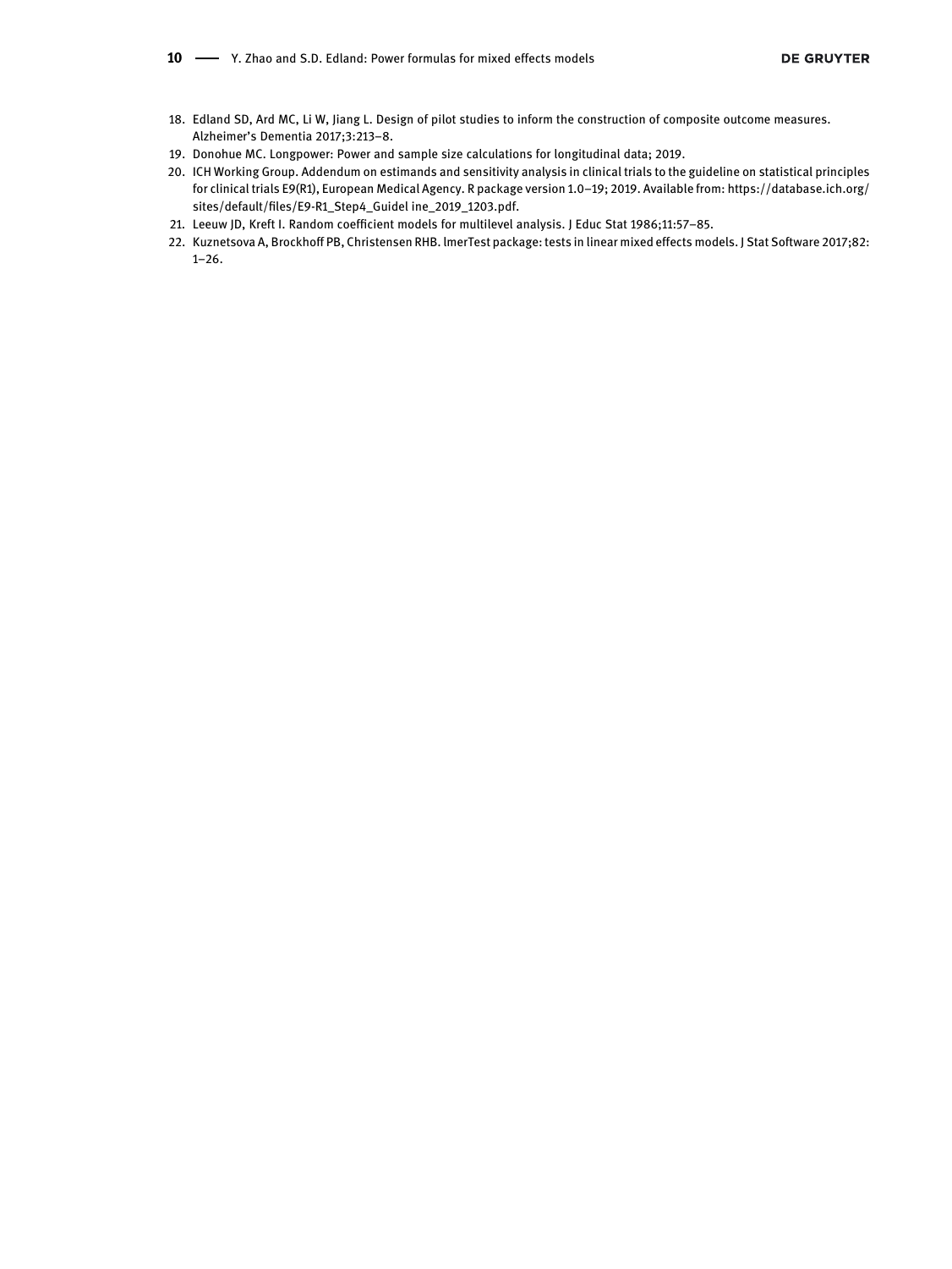18. Edland SD, Ard MC, Li W, Jiang L. Design of pilot studies to inform the construction of composite outcome measures. Alzheimer's Dementia 2017;3:213–8.
19. Donohue MC. Longpower: Power and sample size calculations for longitudinal data; 2019.
20. ICH Working Group. Addendum on estimands and sensitivity analysis in clinical trials to the guideline on statistical principles for clinical trials E9(R1), European Medical Agency. R package version 1.0–19; 2019. Available from: https://database.ich.org/sites/default/files/E9-R1_Step4_Guidel ine_2019_1203.pdf.
21. Leeuw JD, Kreft I. Random coefficient models for multilevel analysis. J Educ Stat 1986;11:57–85.
22. Kuznetsova A, Brockhoff PB, Christensen RHB. lmerTest package: tests in linear mixed effects models. J Stat Software 2017;82: 1–26.